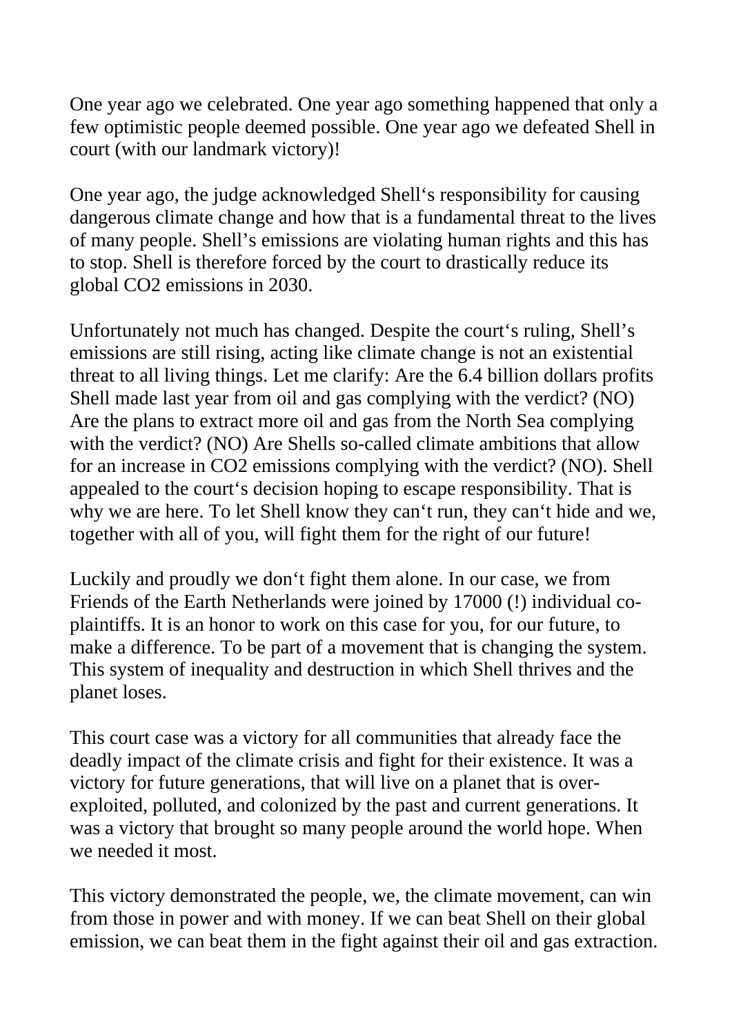One year ago we celebrated. One year ago something happened that only a few optimistic people deemed possible. One year ago we defeated Shell in court (with our landmark victory)!

One year ago, the judge acknowledged Shell‘s responsibility for causing dangerous climate change and how that is a fundamental threat to the lives of many people. Shell’s emissions are violating human rights and this has to stop. Shell is therefore forced by the court to drastically reduce its global CO2 emissions in 2030.

Unfortunately not much has changed. Despite the court‘s ruling, Shell’s emissions are still rising, acting like climate change is not an existential threat to all living things. Let me clarify: Are the 6.4 billion dollars profits Shell made last year from oil and gas complying with the verdict? (NO) Are the plans to extract more oil and gas from the North Sea complying with the verdict? (NO) Are Shells so-called climate ambitions that allow for an increase in CO2 emissions complying with the verdict? (NO). Shell appealed to the court‘s decision hoping to escape responsibility. That is why we are here. To let Shell know they can‘t run, they can‘t hide and we, together with all of you, will fight them for the right of our future!

Luckily and proudly we don‘t fight them alone. In our case, we from Friends of the Earth Netherlands were joined by 17000 (!) individual co-plaintiffs. It is an honor to work on this case for you, for our future, to make a difference. To be part of a movement that is changing the system. This system of inequality and destruction in which Shell thrives and the planet loses.

This court case was a victory for all communities that already face the deadly impact of the climate crisis and fight for their existence. It was a victory for future generations, that will live on a planet that is over-exploited, polluted, and colonized by the past and current generations. It was a victory that brought so many people around the world hope. When we needed it most.

This victory demonstrated the people, we, the climate movement, can win from those in power and with money. If we can beat Shell on their global emission, we can beat them in the fight against their oil and gas extraction.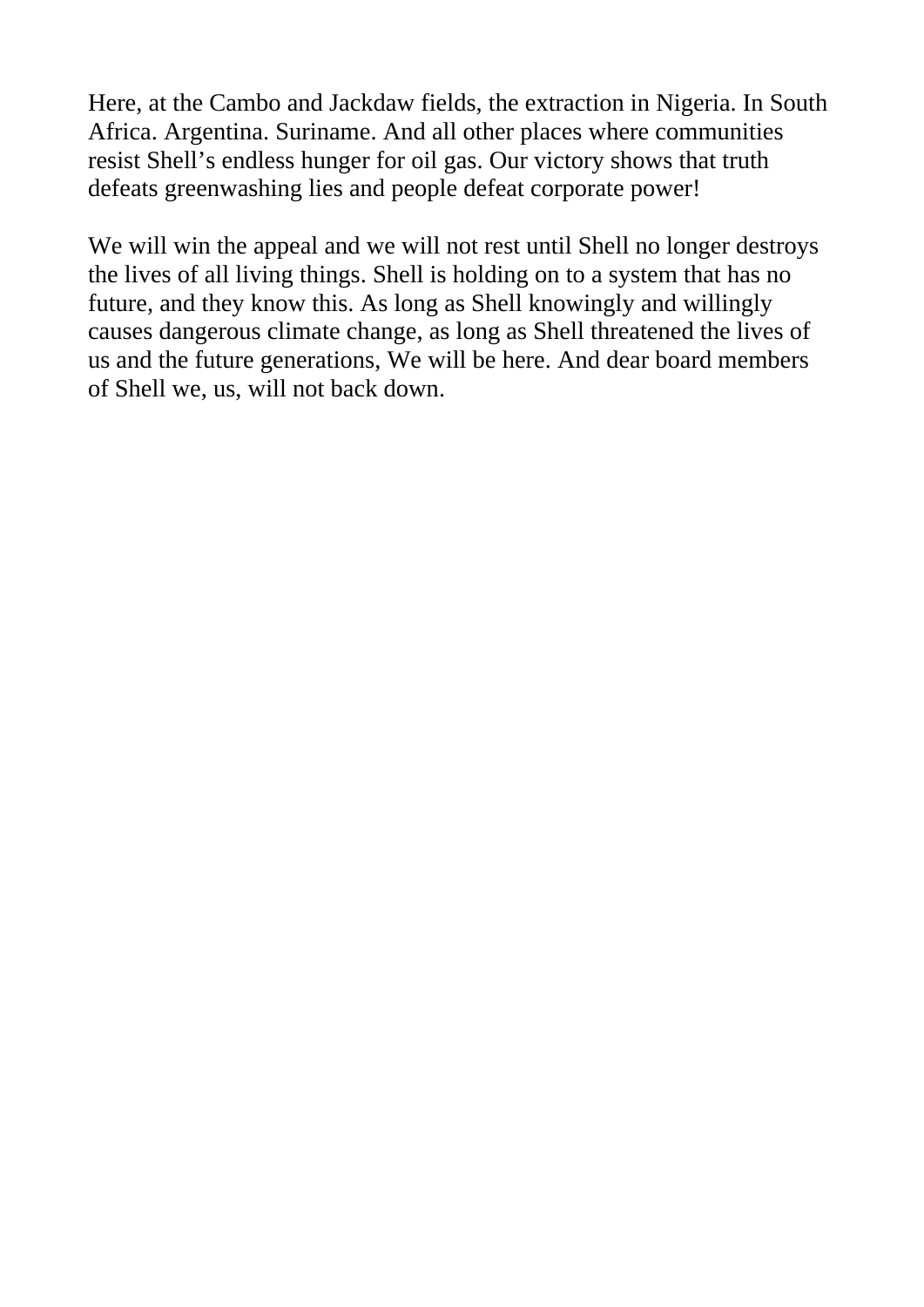Here, at the Cambo and Jackdaw fields, the extraction in Nigeria. In South Africa. Argentina. Suriname. And all other places where communities resist Shell's endless hunger for oil gas. Our victory shows that truth defeats greenwashing lies and people defeat corporate power!

We will win the appeal and we will not rest until Shell no longer destroys the lives of all living things. Shell is holding on to a system that has no future, and they know this. As long as Shell knowingly and willingly causes dangerous climate change, as long as Shell threatened the lives of us and the future generations, We will be here. And dear board members of Shell we, us, will not back down.